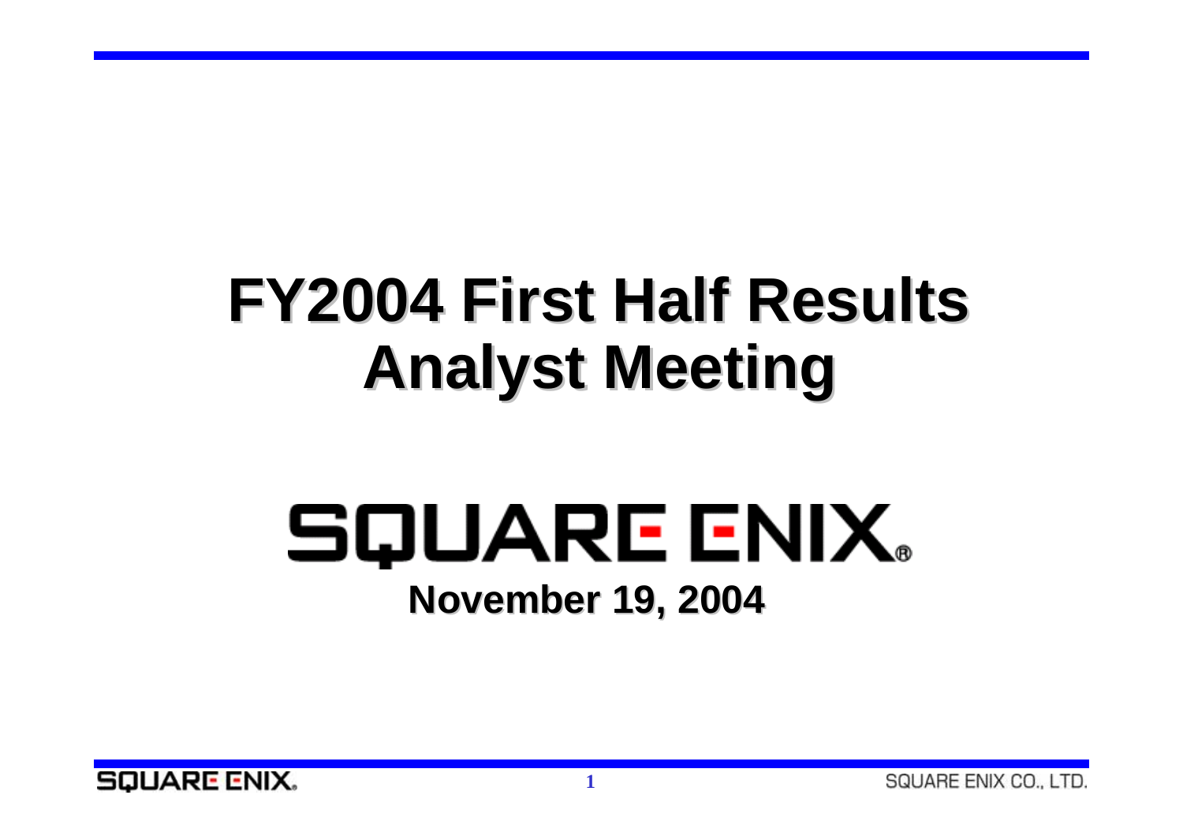# FY2004 First Half Results Analyst Meeting

SQUARE ENIX®

**November 19, 2004**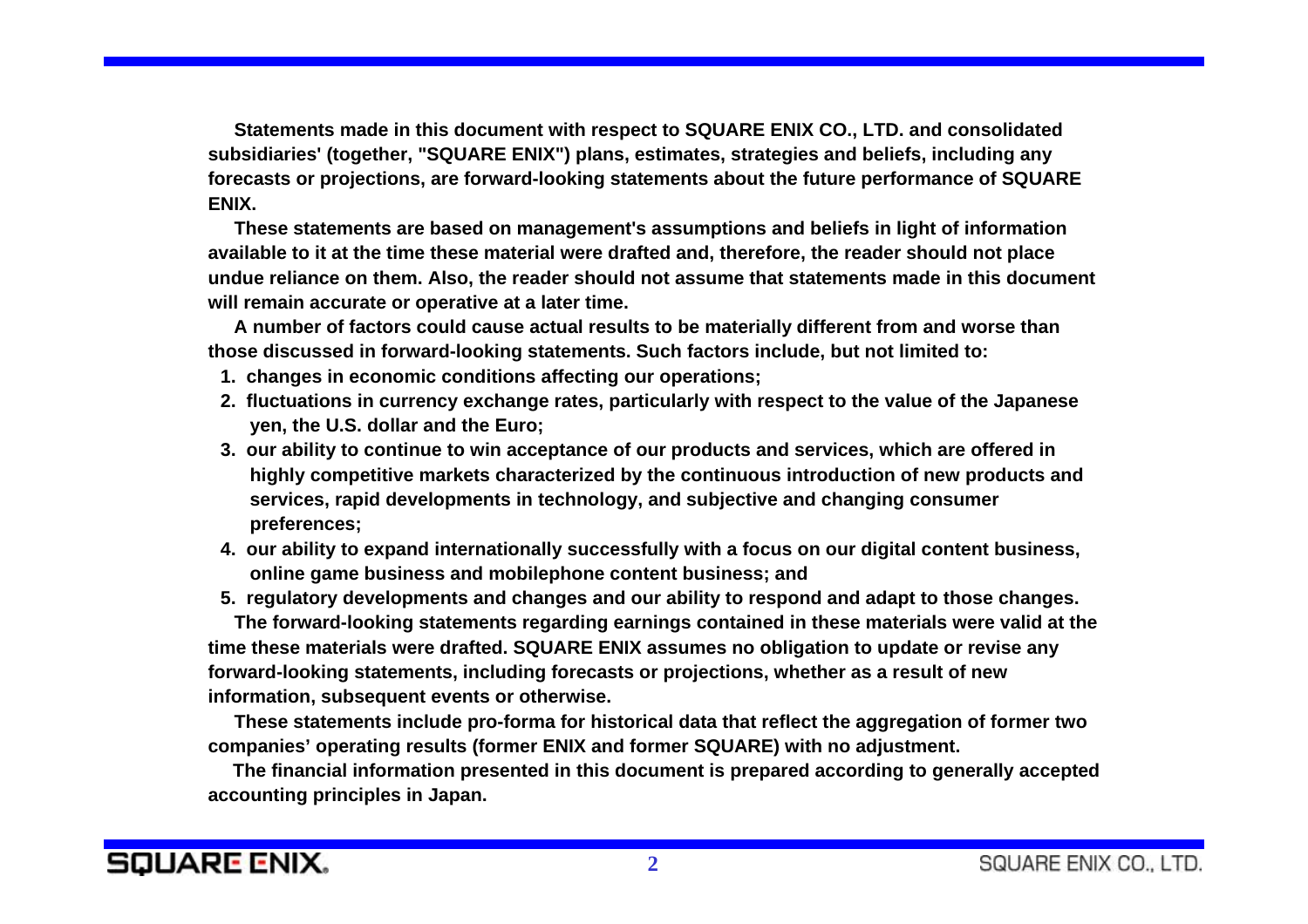**Statements made in this document with respect to SQUARE ENIX CO., LTD. and consolidated subsidiaries' (together, "SQUARE ENIX") plans, estimates, strategies and beliefs, including any forecasts or projections, are forward-looking statements about the future performance of SQUARE ENIX.**

**These statements are based on management's assumptions and beliefs in light of information available to it at the time these material were drafted and, therefore, the reader should not place undue reliance on them. Also, the reader should not assume that statements made in this document will remain accurate or operative at a later time.**

**A number of factors could cause actual results to be materially different from and worse than those discussed in forward-looking statements. Such factors include, but not limited to:**

1. **changes in economic conditions affecting our operations;**
2. **fluctuations in currency exchange rates, particularly with respect to the value of the Japanese yen, the U.S. dollar and the Euro;**
3. **our ability to continue to win acceptance of our products and services, which are offered in highly competitive markets characterized by the continuous introduction of new products and services, rapid developments in technology, and subjective and changing consumer preferences;**
4. **our ability to expand internationally successfully with a focus on our digital content business, online game business and mobilephone content business; and**
5. **regulatory developments and changes and our ability to respond and adapt to those changes.**

**The forward-looking statements regarding earnings contained in these materials were valid at the time these materials were drafted. SQUARE ENIX assumes no obligation to update or revise any forward-looking statements, including forecasts or projections, whether as a result of new information, subsequent events or otherwise.**

**These statements include pro-forma for historical data that reflect the aggregation of former two companies' operating results (former ENIX and former SQUARE) with no adjustment.**

**The financial information presented in this document is prepared according to generally accepted accounting principles in Japan.**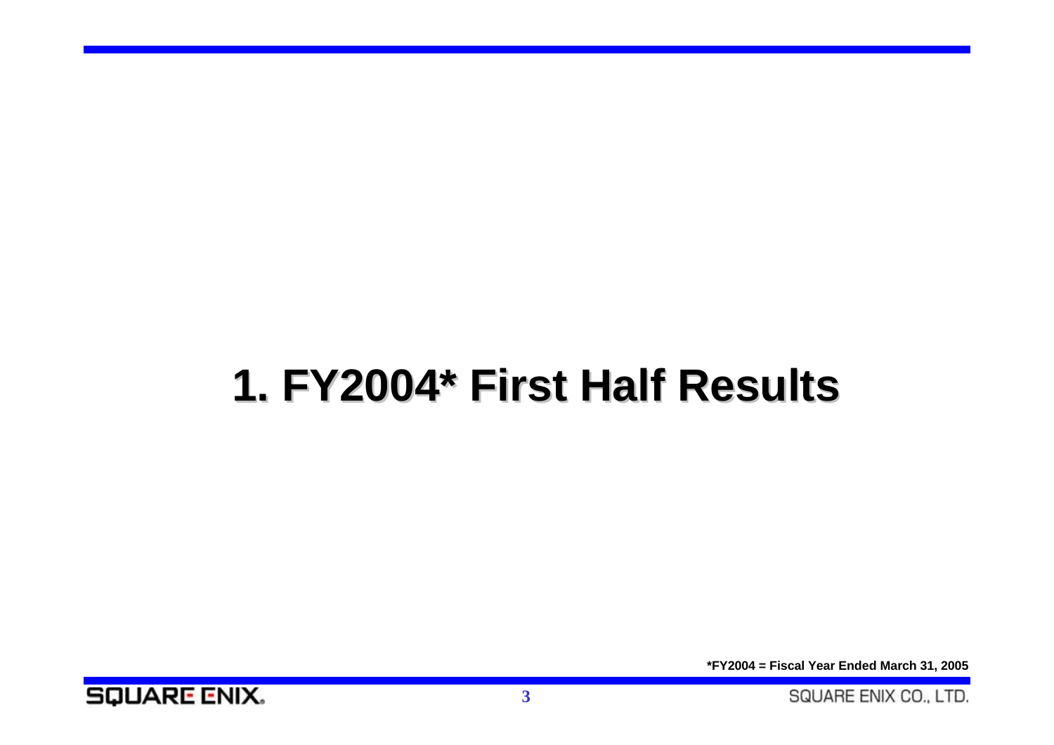# 1. FY2004* First Half Results

*FY2004 = Fiscal Year Ended March 31, 2005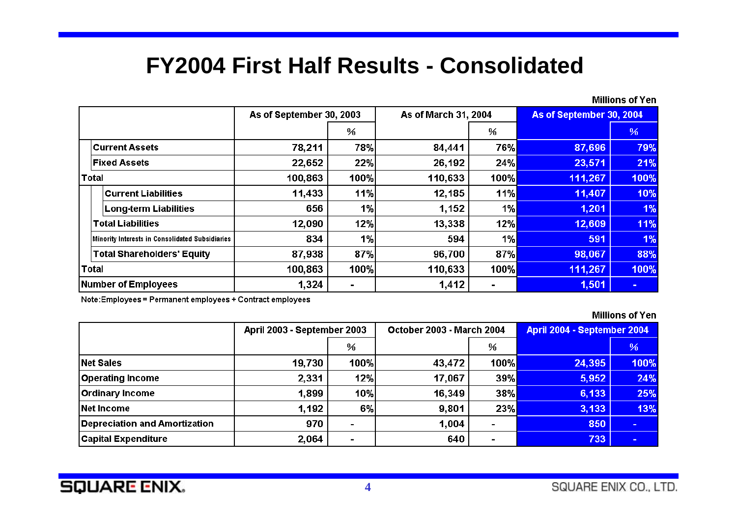# FY2004 First Half Results - Consolidated

Millions of Yen

| | As of September 30, 2003 | | As of March 31, 2004 | | As of September 30, 2004 | |
|---|---|---|---|---|---|---|
| | | % | | % | | % |
| Current Assets | 78,211 | 78% | 84,441 | 76% | 87,696 | 79% |
| Fixed Assets | 22,652 | 22% | 26,192 | 24% | 23,571 | 21% |
| Total | 100,863 | 100% | 110,633 | 100% | 111,267 | 100% |
| Current Liabilities | 11,433 | 11% | 12,185 | 11% | 11,407 | 10% |
| Long-term Liabilities | 656 | 1% | 1,152 | 1% | 1,201 | 1% |
| Total Liabilities | 12,090 | 12% | 13,338 | 12% | 12,609 | 11% |
| Minority Interests in Consolidated Subsidiaries | 834 | 1% | 594 | 1% | 591 | 1% |
| Total Shareholders' Equity | 87,938 | 87% | 96,700 | 87% | 98,067 | 88% |
| Total | 100,863 | 100% | 110,633 | 100% | 111,267 | 100% |
| Number of Employees | 1,324 | - | 1,412 | - | 1,501 | - |

Note:Employees = Permanent employees + Contract employees

Millions of Yen

| | April 2003 - September 2003 | | October 2003 - March 2004 | | April 2004 - September 2004 | |
|---|---|---|---|---|---|---|
| | | % | | % | | % |
| Net Sales | 19,730 | 100% | 43,472 | 100% | 24,395 | 100% |
| Operating Income | 2,331 | 12% | 17,067 | 39% | 5,952 | 24% |
| Ordinary Income | 1,899 | 10% | 16,349 | 38% | 6,133 | 25% |
| Net Income | 1,192 | 6% | 9,801 | 23% | 3,133 | 13% |
| Depreciation and Amortization | 970 | - | 1,004 | - | 850 | - |
| Capital Expenditure | 2,064 | - | 640 | - | 733 | - |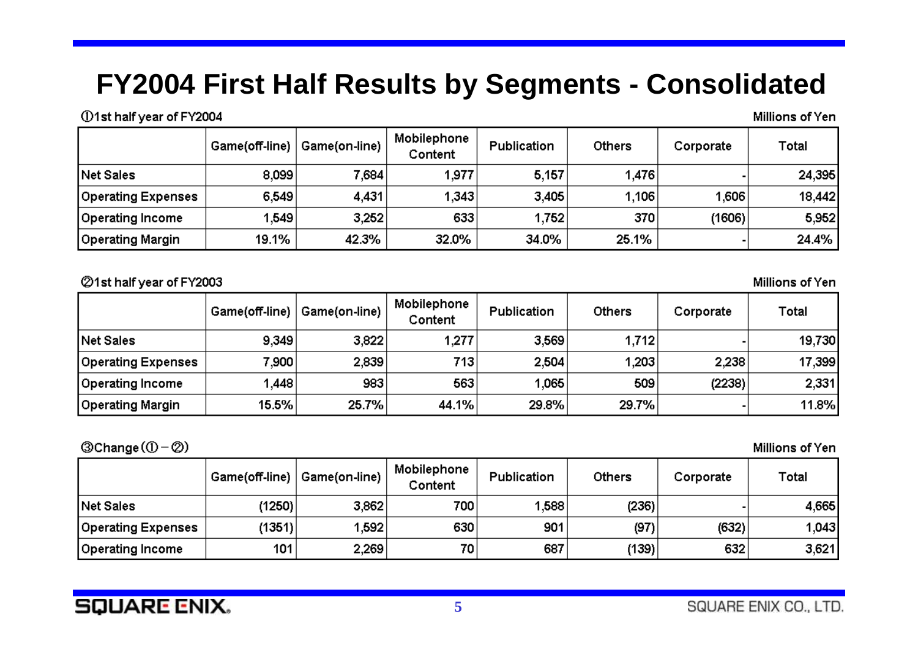# FY2004 First Half Results by Segments - Consolidated

①1st half year of FY2004

Millions of Yen

| | Game(off-line) | Game(on-line) | Mobilephone Content | Publication | Others | Corporate | Total |
|---|---|---|---|---|---|---|---|
| Net Sales | 8,099 | 7,684 | 1,977 | 5,157 | 1,476 | - | 24,395 |
| Operating Expenses | 6,549 | 4,431 | 1,343 | 3,405 | 1,106 | 1,606 | 18,442 |
| Operating Income | 1,549 | 3,252 | 633 | 1,752 | 370 | (1606) | 5,952 |
| Operating Margin | 19.1% | 42.3% | 32.0% | 34.0% | 25.1% | - | 24.4% |

②1st half year of FY2003

Millions of Yen

| | Game(off-line) | Game(on-line) | Mobilephone Content | Publication | Others | Corporate | Total |
|---|---|---|---|---|---|---|---|
| Net Sales | 9,349 | 3,822 | 1,277 | 3,569 | 1,712 | - | 19,730 |
| Operating Expenses | 7,900 | 2,839 | 713 | 2,504 | 1,203 | 2,238 | 17,399 |
| Operating Income | 1,448 | 983 | 563 | 1,065 | 509 | (2238) | 2,331 |
| Operating Margin | 15.5% | 25.7% | 44.1% | 29.8% | 29.7% | - | 11.8% |

③Change (① − ②)

Millions of Yen

| | Game(off-line) | Game(on-line) | Mobilephone Content | Publication | Others | Corporate | Total |
|---|---|---|---|---|---|---|---|
| Net Sales | (1250) | 3,862 | 700 | 1,588 | (236) | - | 4,665 |
| Operating Expenses | (1351) | 1,592 | 630 | 901 | (97) | (632) | 1,043 |
| Operating Income | 101 | 2,269 | 70 | 687 | (139) | 632 | 3,621 |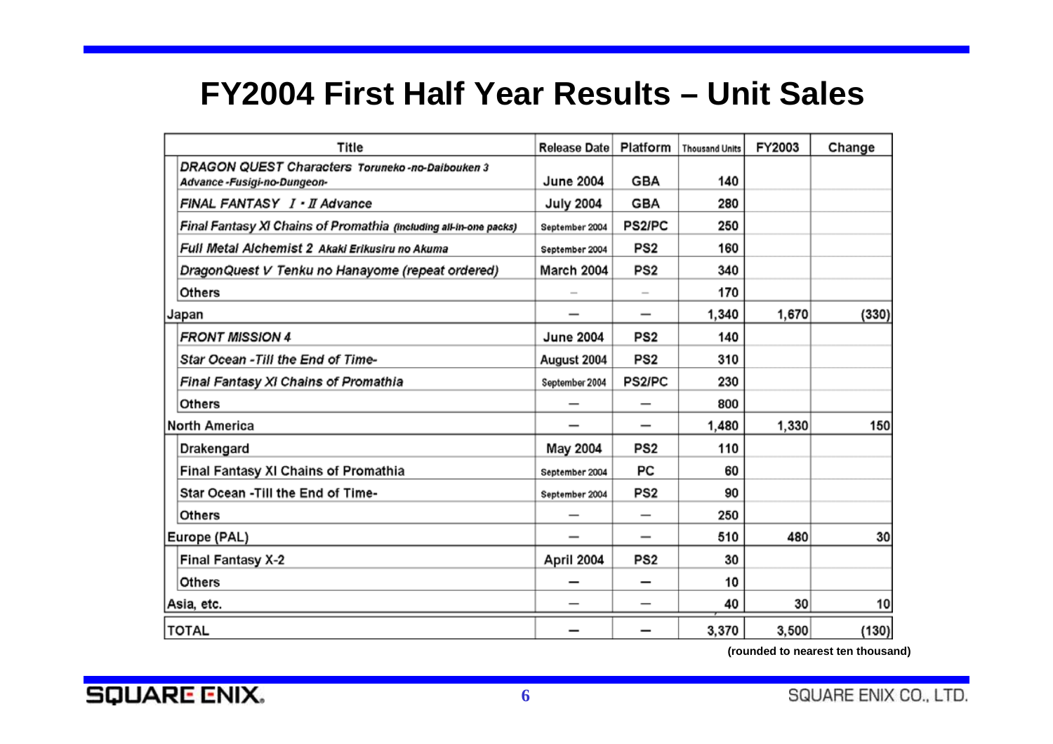# FY2004 First Half Year Results – Unit Sales

| Title | Release Date | Platform | Thousand Units | FY2003 | Change |
|---|---|---|---|---|---|
| *DRAGON QUEST Characters Toruneko-no-Daibouken 3 Advance-Fusigi-no-Dungeon-* | June 2004 | GBA | 140 | | |
| *FINAL FANTASY Ⅰ・Ⅱ Advance* | July 2004 | GBA | 280 | | |
| *Final Fantasy XI Chains of Promathia (including all-in-one packs)* | September 2004 | PS2/PC | 250 | | |
| *Full Metal Alchemist 2 Akaki Erikusiru no Akuma* | September 2004 | PS2 | 160 | | |
| *DragonQuest V Tenku no Hanayome (repeat ordered)* | March 2004 | PS2 | 340 | | |
| Others | — | — | 170 | | |
| Japan | — | — | 1,340 | 1,670 | (330) |
| *FRONT MISSION 4* | June 2004 | PS2 | 140 | | |
| *Star Ocean -Till the End of Time-* | August 2004 | PS2 | 310 | | |
| *Final Fantasy XI Chains of Promathia* | September 2004 | PS2/PC | 230 | | |
| Others | — | — | 800 | | |
| North America | — | — | 1,480 | 1,330 | 150 |
| Drakengard | May 2004 | PS2 | 110 | | |
| Final Fantasy XI Chains of Promathia | September 2004 | PC | 60 | | |
| Star Ocean -Till the End of Time- | September 2004 | PS2 | 90 | | |
| Others | — | — | 250 | | |
| Europe (PAL) | — | — | 510 | 480 | 30 |
| Final Fantasy X-2 | April 2004 | PS2 | 30 | | |
| Others | — | — | 10 | | |
| Asia, etc. | — | — | 40 | 30 | 10 |
| TOTAL | — | — | 3,370 | 3,500 | (130) |

**(rounded to nearest ten thousand)**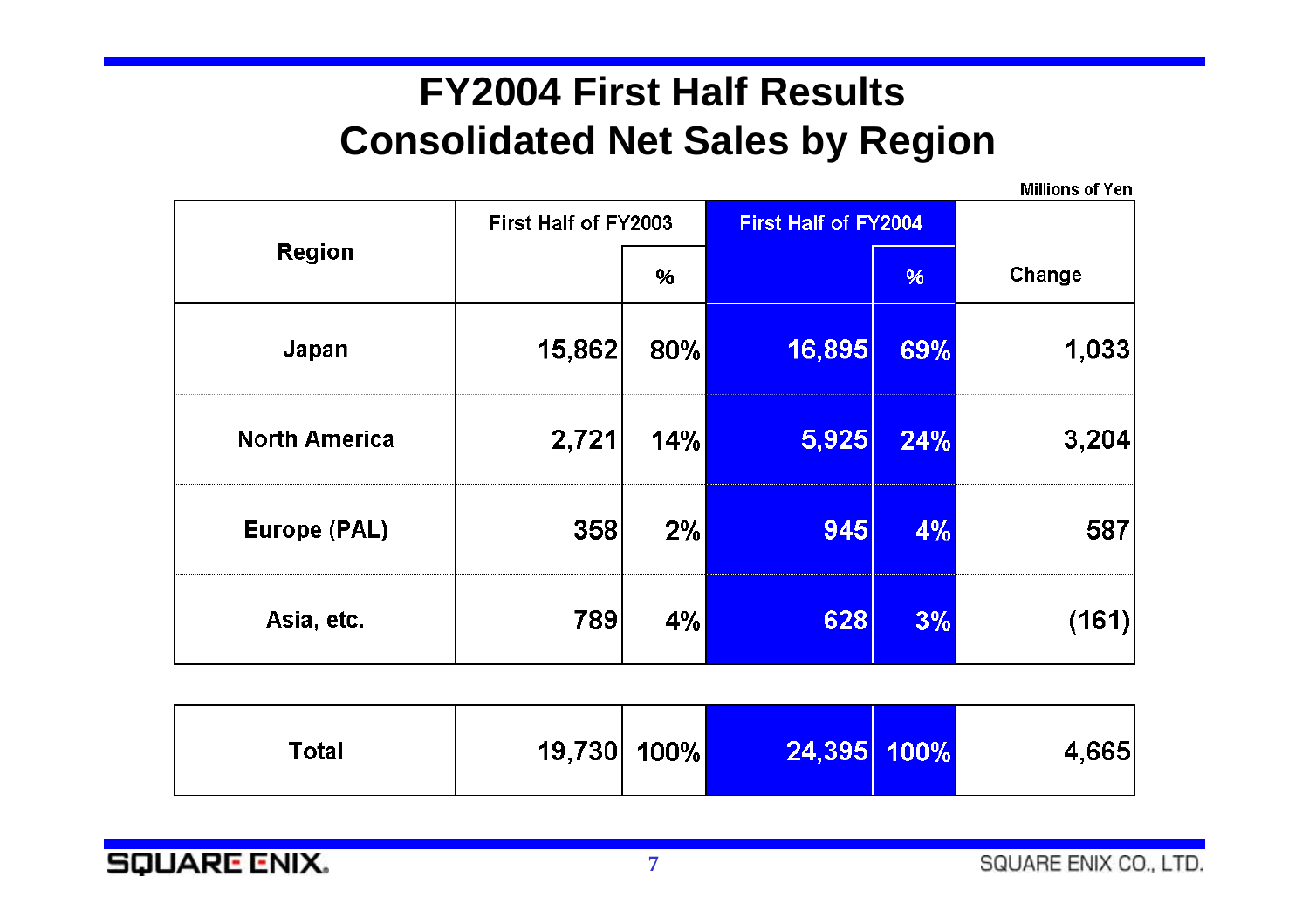# FY2004 First Half Results
# Consolidated Net Sales by Region

Millions of Yen

| Region | First Half of FY2003 | | First Half of FY2004 | | Change |
|---|---|---|---|---|---|
| | | % | | % | |
| Japan | 15,862 | 80% | 16,895 | 69% | 1,033 |
| North America | 2,721 | 14% | 5,925 | 24% | 3,204 |
| Europe (PAL) | 358 | 2% | 945 | 4% | 587 |
| Asia, etc. | 789 | 4% | 628 | 3% | (161) |
| Total | 19,730 | 100% | 24,395 | 100% | 4,665 |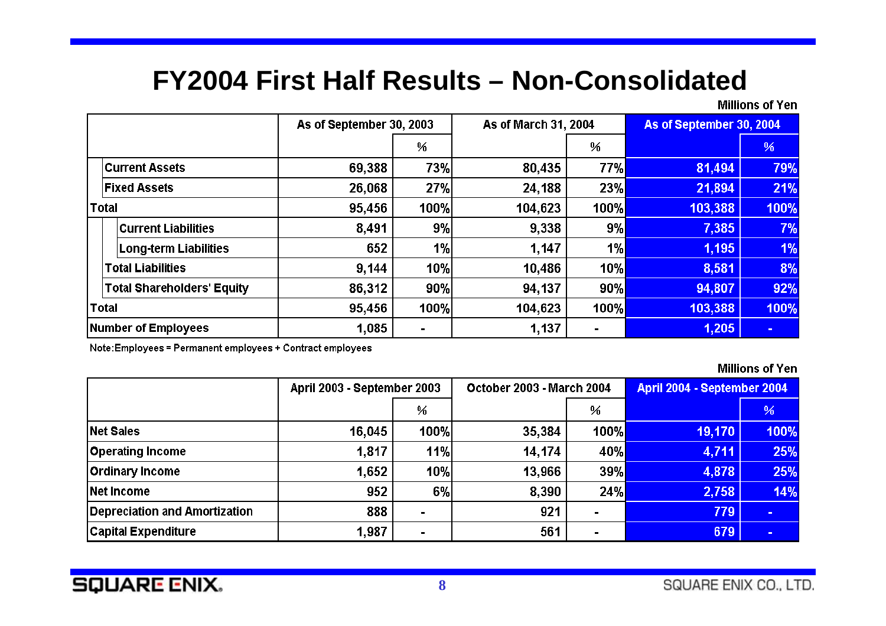# FY2004 First Half Results – Non-Consolidated

Millions of Yen

| | As of September 30, 2003 | | As of March 31, 2004 | | As of September 30, 2004 | |
|---|---|---|---|---|---|---|
| | | % | | % | | % |
| Current Assets | 69,388 | 73% | 80,435 | 77% | 81,494 | 79% |
| Fixed Assets | 26,068 | 27% | 24,188 | 23% | 21,894 | 21% |
| Total | 95,456 | 100% | 104,623 | 100% | 103,388 | 100% |
| Current Liabilities | 8,491 | 9% | 9,338 | 9% | 7,385 | 7% |
| Long-term Liabilities | 652 | 1% | 1,147 | 1% | 1,195 | 1% |
| Total Liabilities | 9,144 | 10% | 10,486 | 10% | 8,581 | 8% |
| Total Shareholders' Equity | 86,312 | 90% | 94,137 | 90% | 94,807 | 92% |
| Total | 95,456 | 100% | 104,623 | 100% | 103,388 | 100% |
| Number of Employees | 1,085 | - | 1,137 | - | 1,205 | - |

Note:Employees = Permanent employees + Contract employees

Millions of Yen

| | April 2003 - September 2003 | | October 2003 - March 2004 | | April 2004 - September 2004 | |
|---|---|---|---|---|---|---|
| | | % | | % | | % |
| Net Sales | 16,045 | 100% | 35,384 | 100% | 19,170 | 100% |
| Operating Income | 1,817 | 11% | 14,174 | 40% | 4,711 | 25% |
| Ordinary Income | 1,652 | 10% | 13,966 | 39% | 4,878 | 25% |
| Net Income | 952 | 6% | 8,390 | 24% | 2,758 | 14% |
| Depreciation and Amortization | 888 | - | 921 | - | 779 | - |
| Capital Expenditure | 1,987 | - | 561 | - | 679 | - |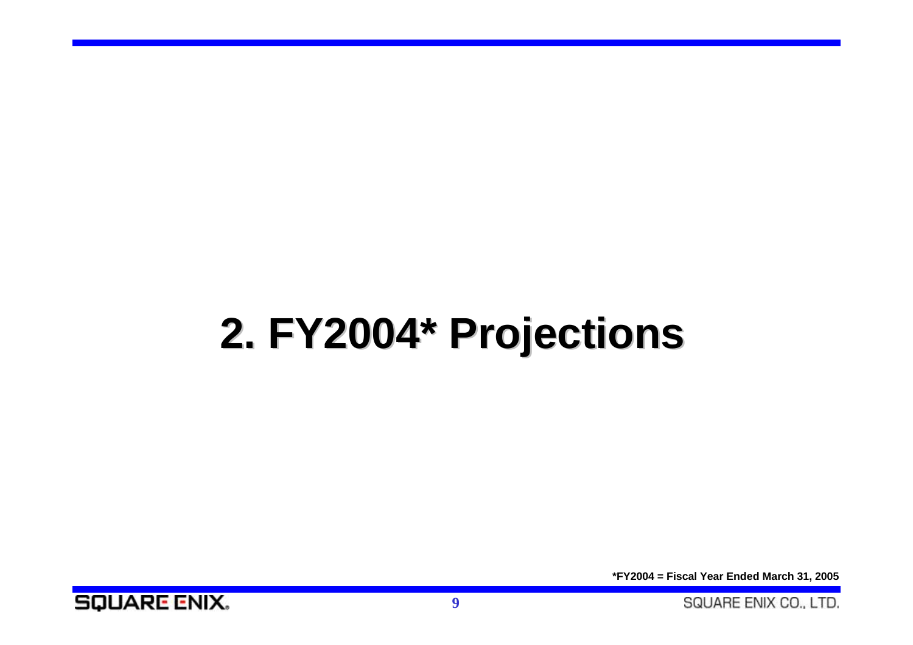# 2. FY2004* Projections

*FY2004 = Fiscal Year Ended March 31, 2005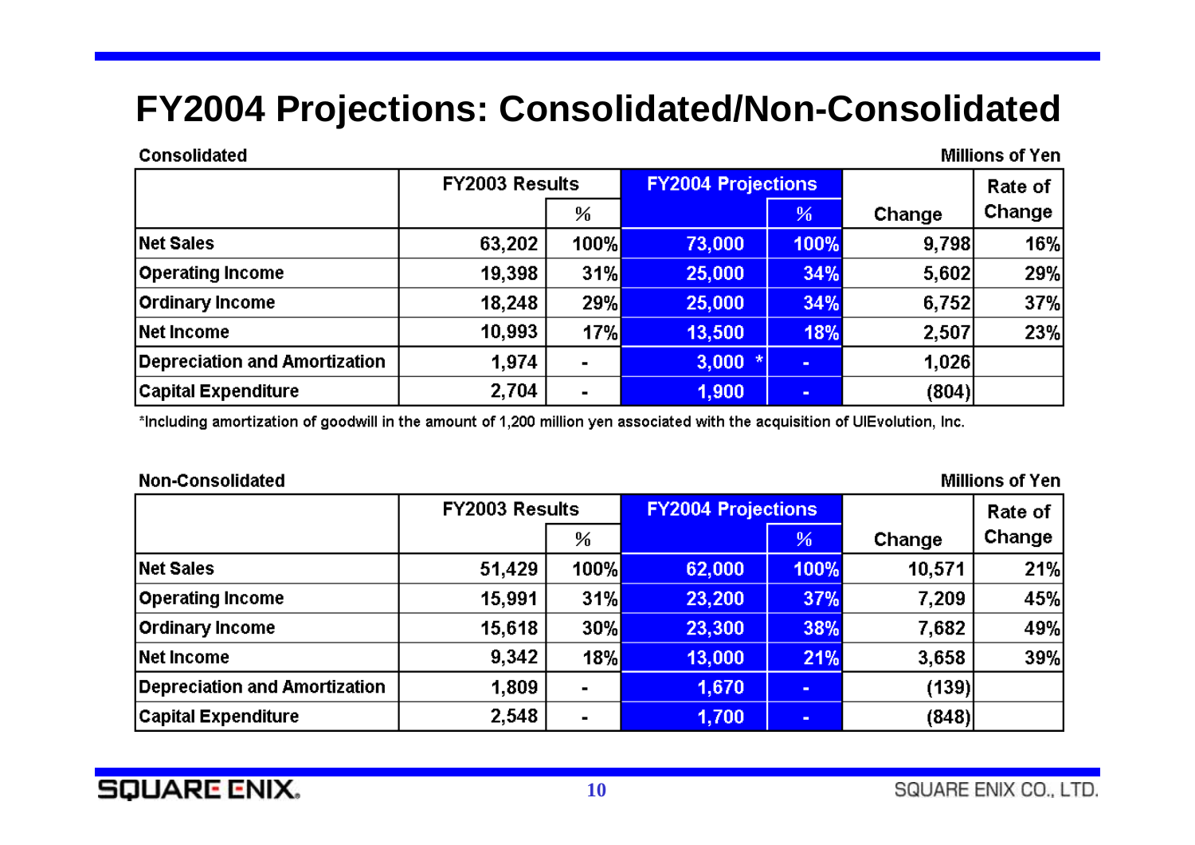# FY2004 Projections: Consolidated/Non-Consolidated

**Consolidated** — Millions of Yen

| | FY2003 Results | % | FY2004 Projections | % | Change | Rate of Change |
|---|---|---|---|---|---|---|
| Net Sales | 63,202 | 100% | 73,000 | 100% | 9,798 | 16% |
| Operating Income | 19,398 | 31% | 25,000 | 34% | 5,602 | 29% |
| Ordinary Income | 18,248 | 29% | 25,000 | 34% | 6,752 | 37% |
| Net Income | 10,993 | 17% | 13,500 | 18% | 2,507 | 23% |
| Depreciation and Amortization | 1,974 | - | 3,000 * | - | 1,026 | |
| Capital Expenditure | 2,704 | - | 1,900 | - | (804) | |

*Including amortization of goodwill in the amount of 1,200 million yen associated with the acquisition of UIEvolution, Inc.

**Non-Consolidated** — Millions of Yen

| | FY2003 Results | % | FY2004 Projections | % | Change | Rate of Change |
|---|---|---|---|---|---|---|
| Net Sales | 51,429 | 100% | 62,000 | 100% | 10,571 | 21% |
| Operating Income | 15,991 | 31% | 23,200 | 37% | 7,209 | 45% |
| Ordinary Income | 15,618 | 30% | 23,300 | 38% | 7,682 | 49% |
| Net Income | 9,342 | 18% | 13,000 | 21% | 3,658 | 39% |
| Depreciation and Amortization | 1,809 | - | 1,670 | - | (139) | |
| Capital Expenditure | 2,548 | - | 1,700 | - | (848) | |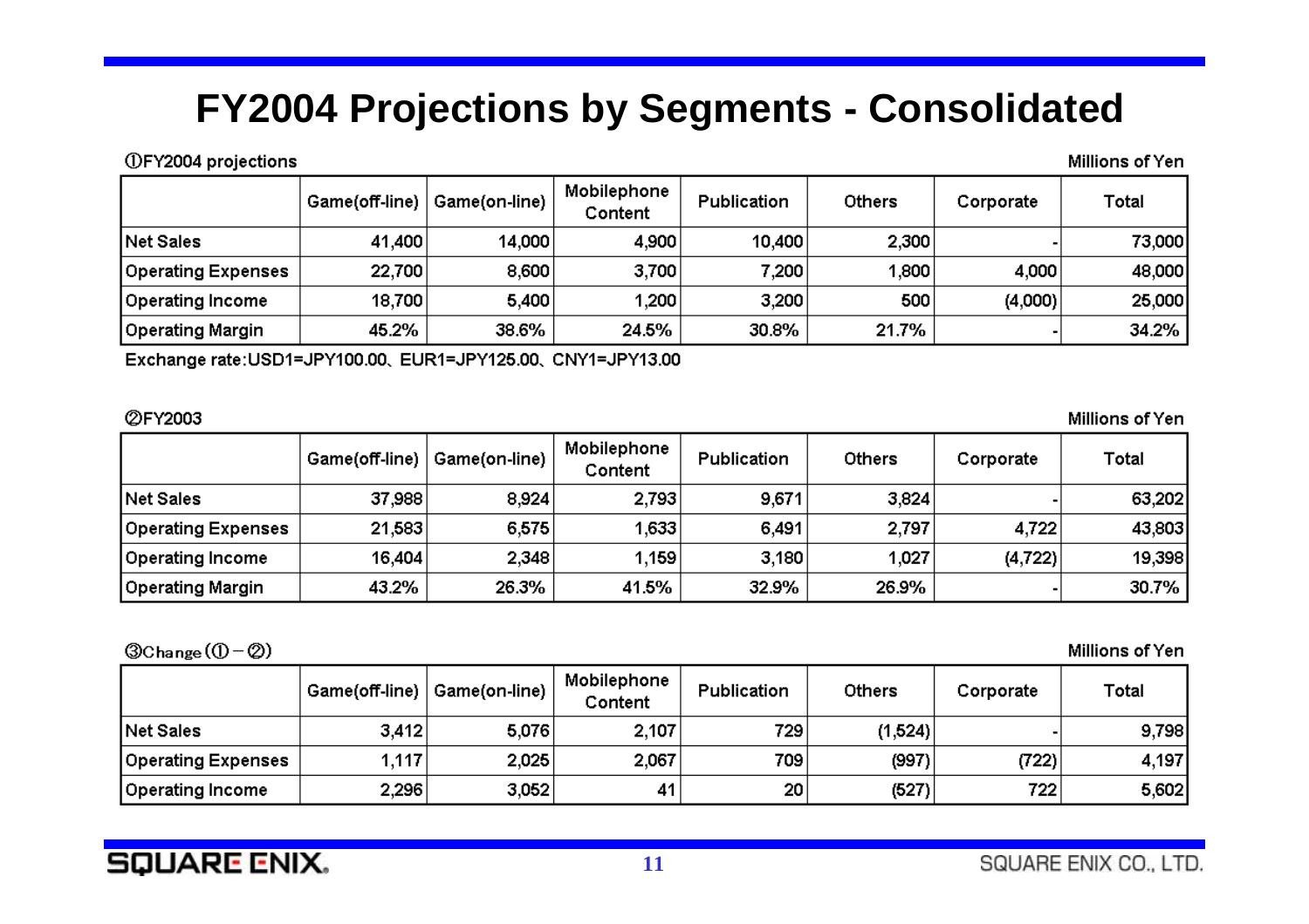# FY2004 Projections by Segments - Consolidated

①FY2004 projections

Millions of Yen

| | Game(off-line) | Game(on-line) | Mobilephone Content | Publication | Others | Corporate | Total |
|---|---|---|---|---|---|---|---|
| Net Sales | 41,400 | 14,000 | 4,900 | 10,400 | 2,300 | - | 73,000 |
| Operating Expenses | 22,700 | 8,600 | 3,700 | 7,200 | 1,800 | 4,000 | 48,000 |
| Operating Income | 18,700 | 5,400 | 1,200 | 3,200 | 500 | (4,000) | 25,000 |
| Operating Margin | 45.2% | 38.6% | 24.5% | 30.8% | 21.7% | - | 34.2% |

Exchange rate:USD1=JPY100.00、EUR1=JPY125.00、CNY1=JPY13.00

②FY2003

Millions of Yen

| | Game(off-line) | Game(on-line) | Mobilephone Content | Publication | Others | Corporate | Total |
|---|---|---|---|---|---|---|---|
| Net Sales | 37,988 | 8,924 | 2,793 | 9,671 | 3,824 | - | 63,202 |
| Operating Expenses | 21,583 | 6,575 | 1,633 | 6,491 | 2,797 | 4,722 | 43,803 |
| Operating Income | 16,404 | 2,348 | 1,159 | 3,180 | 1,027 | (4,722) | 19,398 |
| Operating Margin | 43.2% | 26.3% | 41.5% | 32.9% | 26.9% | - | 30.7% |

③Change (①－②)

Millions of Yen

| | Game(off-line) | Game(on-line) | Mobilephone Content | Publication | Others | Corporate | Total |
|---|---|---|---|---|---|---|---|
| Net Sales | 3,412 | 5,076 | 2,107 | 729 | (1,524) | - | 9,798 |
| Operating Expenses | 1,117 | 2,025 | 2,067 | 709 | (997) | (722) | 4,197 |
| Operating Income | 2,296 | 3,052 | 41 | 20 | (527) | 722 | 5,602 |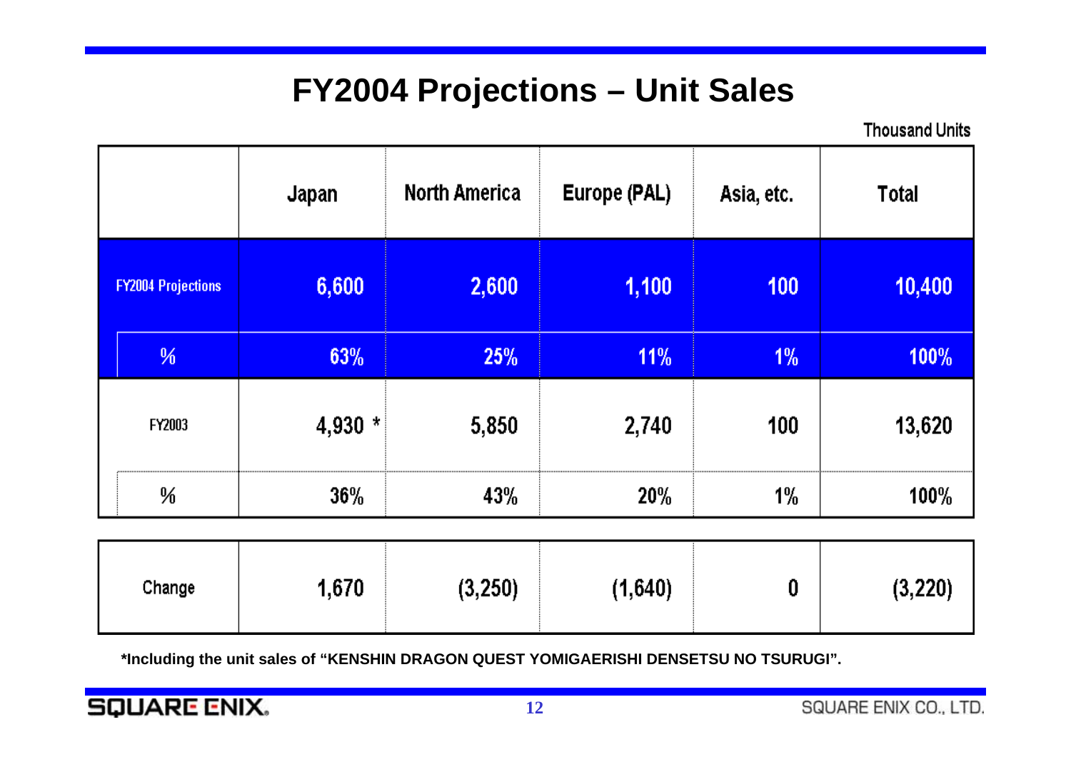# FY2004 Projections – Unit Sales

Thousand Units

| | Japan | North America | Europe (PAL) | Asia, etc. | Total |
|---|---|---|---|---|---|
| FY2004 Projections | 6,600 | 2,600 | 1,100 | 100 | 10,400 |
| % | 63% | 25% | 11% | 1% | 100% |
| FY2003 | 4,930 * | 5,850 | 2,740 | 100 | 13,620 |
| % | 36% | 43% | 20% | 1% | 100% |
| Change | 1,670 | (3,250) | (1,640) | 0 | (3,220) |

**\*Including the unit sales of "KENSHIN DRAGON QUEST YOMIGAERISHI DENSETSU NO TSURUGI".**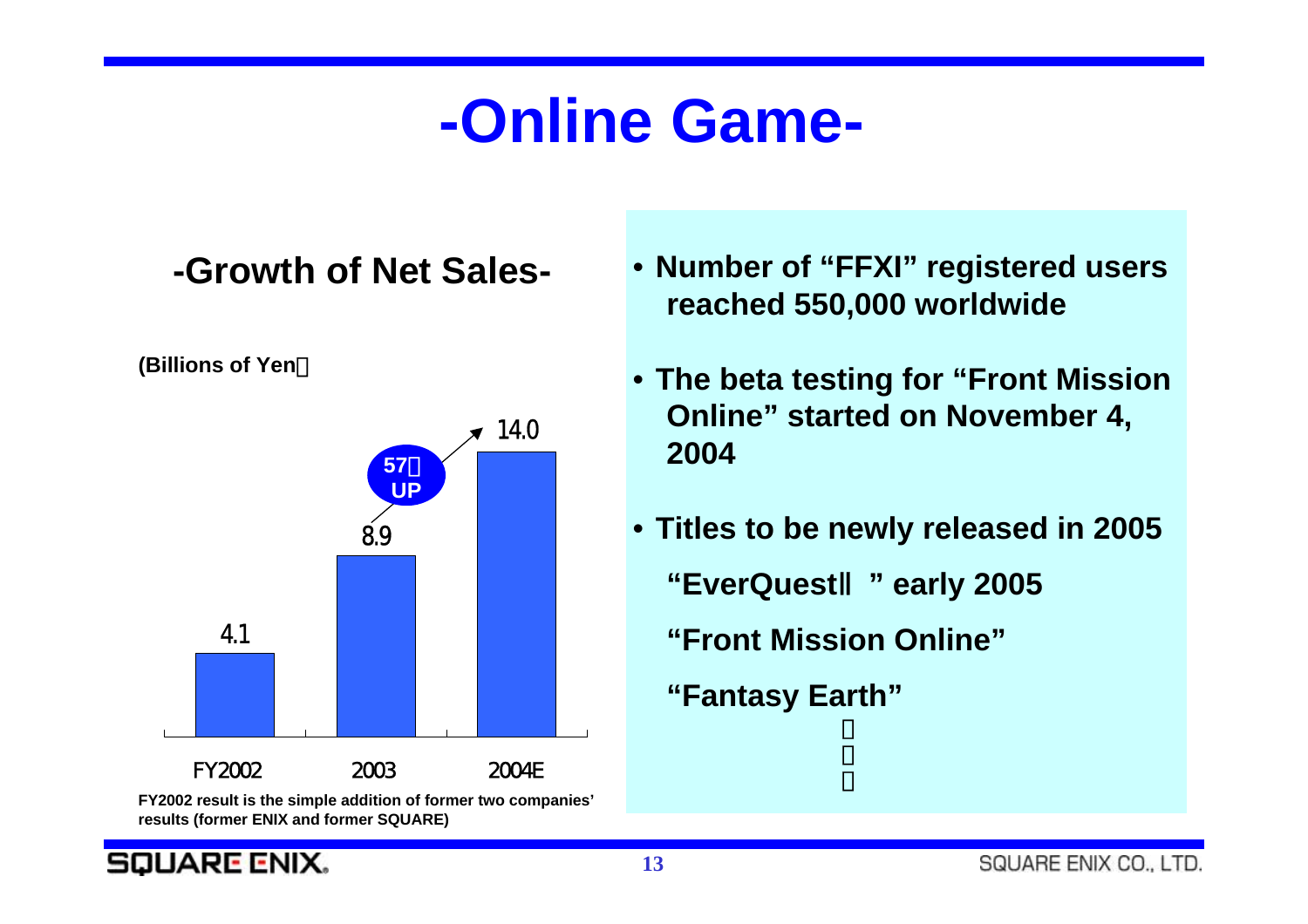# -Online Game-

## -Growth of Net Sales-

(Billions of Yen)

| FY2002 | 2003 | 2004E |
|---|---|---|
| 4.1 | 8.9 | 14.0 |

57% UP

FY2002 result is the simple addition of former two companies' results (former ENIX and former SQUARE)

- **Number of "FFXI" registered users reached 550,000 worldwide**
- **The beta testing for "Front Mission Online" started on November 4, 2004**
- **Titles to be newly released in 2005**

  **"EverQuestII" early 2005**

  **"Front Mission Online"**

  **"Fantasy Earth"**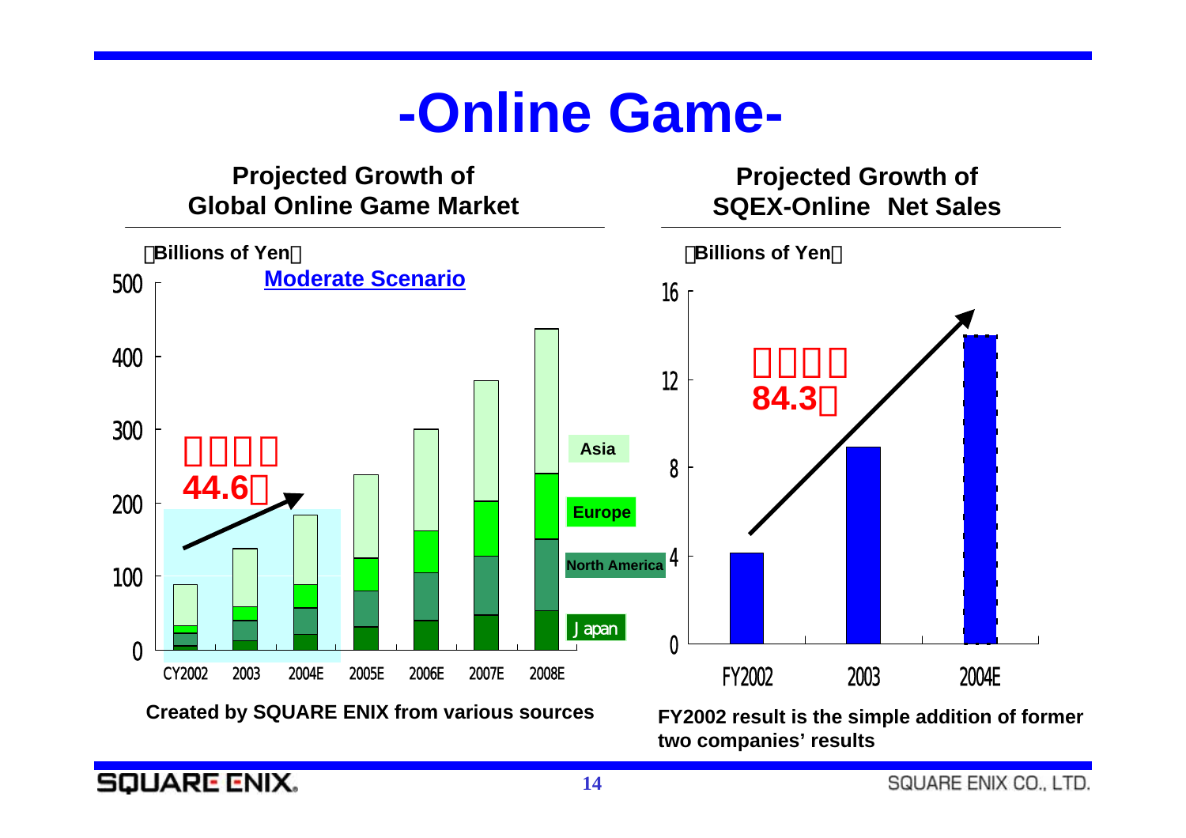# -Online Game-

## Projected Growth of Global Online Game Market

（Billions of Yen）

**Moderate Scenario**

□□□□ 44.6％

| | CY2002 | 2003 | 2004E | 2005E | 2006E | 2007E | 2008E |
|---|---|---|---|---|---|---|---|

Legend: Asia, Europe, North America, Japan

Created by SQUARE ENIX from various sources

## Projected Growth of SQEX-Online Net Sales

（Billions of Yen）

□□□□ 84.3％

| FY2002 | 2003 | 2004E |
|---|---|---|

FY2002 result is the simple addition of former two companies' results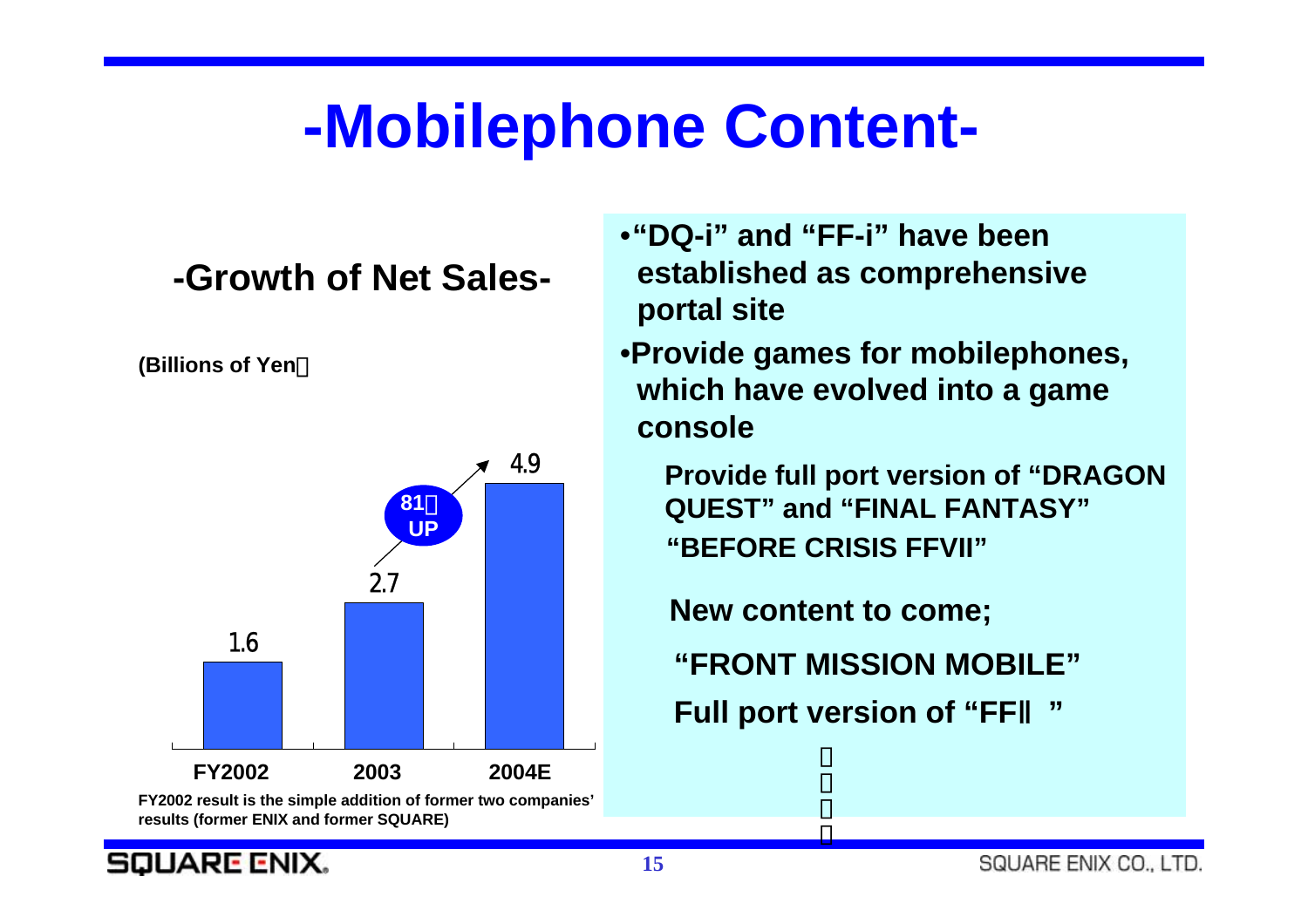# -Mobilephone Content-

## -Growth of Net Sales-

(Billions of Yen)

| | FY2002 | 2003 | 2004E |
|---|---|---|---|
| Net Sales | 1.6 | 2.7 | 4.9 |

81% UP

FY2002 result is the simple addition of former two companies' results (former ENIX and former SQUARE)

- "DQ-i" and "FF-i" have been established as comprehensive portal site
- Provide games for mobilephones, which have evolved into a game console

  Provide full port version of "DRAGON QUEST" and "FINAL FANTASY"
  "BEFORE CRISIS FFVII"

  New content to come;
  "FRONT MISSION MOBILE"
  Full port version of "FFII"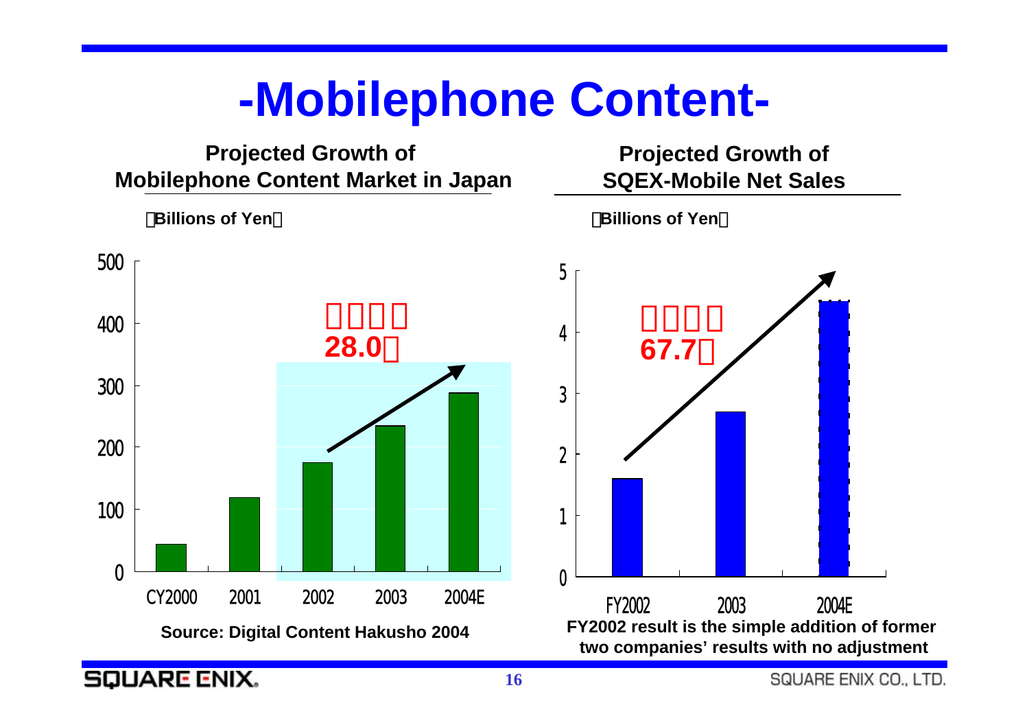# -Mobilephone Content-

## Projected Growth of Mobilephone Content Market in Japan

（Billions of Yen）

| | CY2000 | 2001 | 2002 | 2003 | 2004E |
|---|---|---|---|---|---|
| Market size | 44 | 119 | 175 | 234 | 288 |

**28.0％**

**Source: Digital Content Hakusho 2004**

## Projected Growth of SQEX-Mobile Net Sales

（Billions of Yen）

| | FY2002 | 2003 | 2004E |
|---|---|---|---|
| Net Sales | 1.6 | 2.7 | 4.5 |

**67.7％**

**FY2002 result is the simple addition of former two companies' results with no adjustment**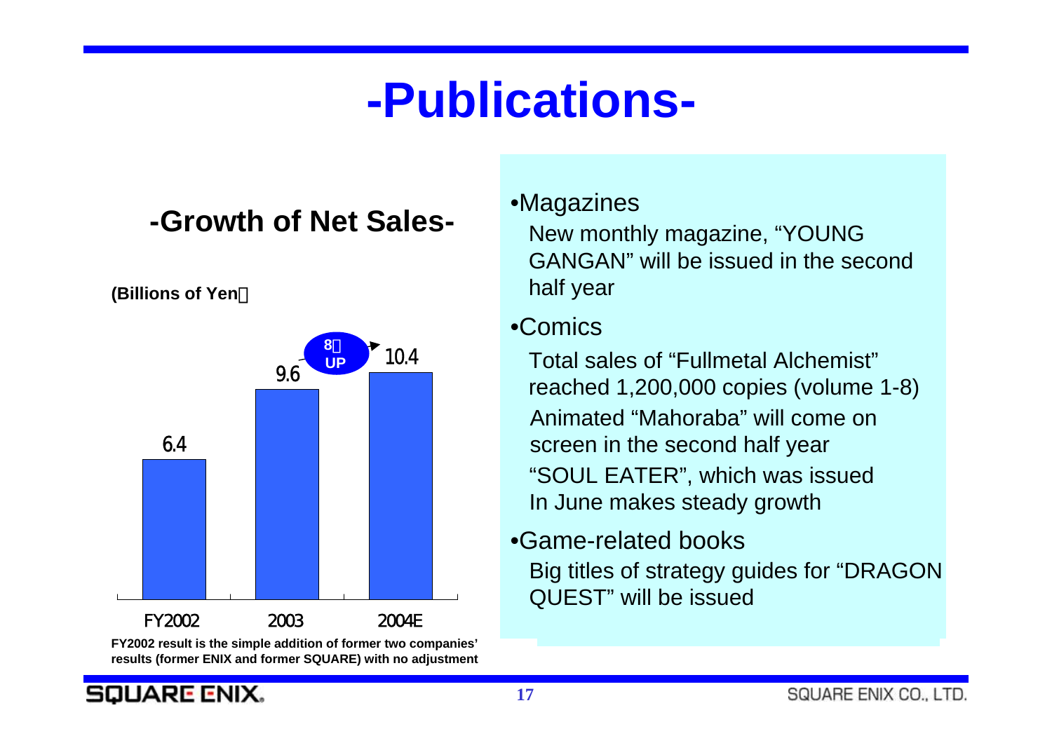# -Publications-

## -Growth of Net Sales-

(Billions of Yen)

| FY2002 | 2003 | 2004E |
|---|---|---|
| 6.4 | 9.6 | 10.4 |

8％ UP

FY2002 result is the simple addition of former two companies' results (former ENIX and former SQUARE) with no adjustment

- Magazines

  New monthly magazine, "YOUNG GANGAN" will be issued in the second half year

- Comics

  Total sales of "Fullmetal Alchemist" reached 1,200,000 copies (volume 1-8)

  Animated "Mahoraba" will come on screen in the second half year

  "SOUL EATER", which was issued In June makes steady growth

- Game-related books

  Big titles of strategy guides for "DRAGON QUEST" will be issued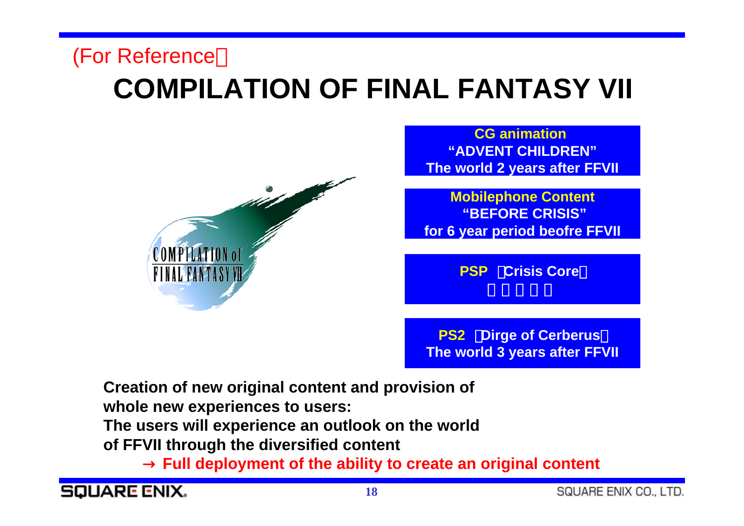(For Reference）

# COMPILATION OF FINAL FANTASY VII

**CG animation**
**"ADVENT CHILDREN"**
**The world 2 years after FFVII**

**Mobilephone Content**
**"BEFORE CRISIS"**
**for 6 year period beofre FFVII**

**PSP 「Crisis Core」**

**PS2 「Dirge of Cerberus」**
**The world 3 years after FFVII**

**Creation of new original content and provision of whole new experiences to users:**
**The users will experience an outlook on the world of FFVII through the diversified content**

→ **Full deployment of the ability to create an original content**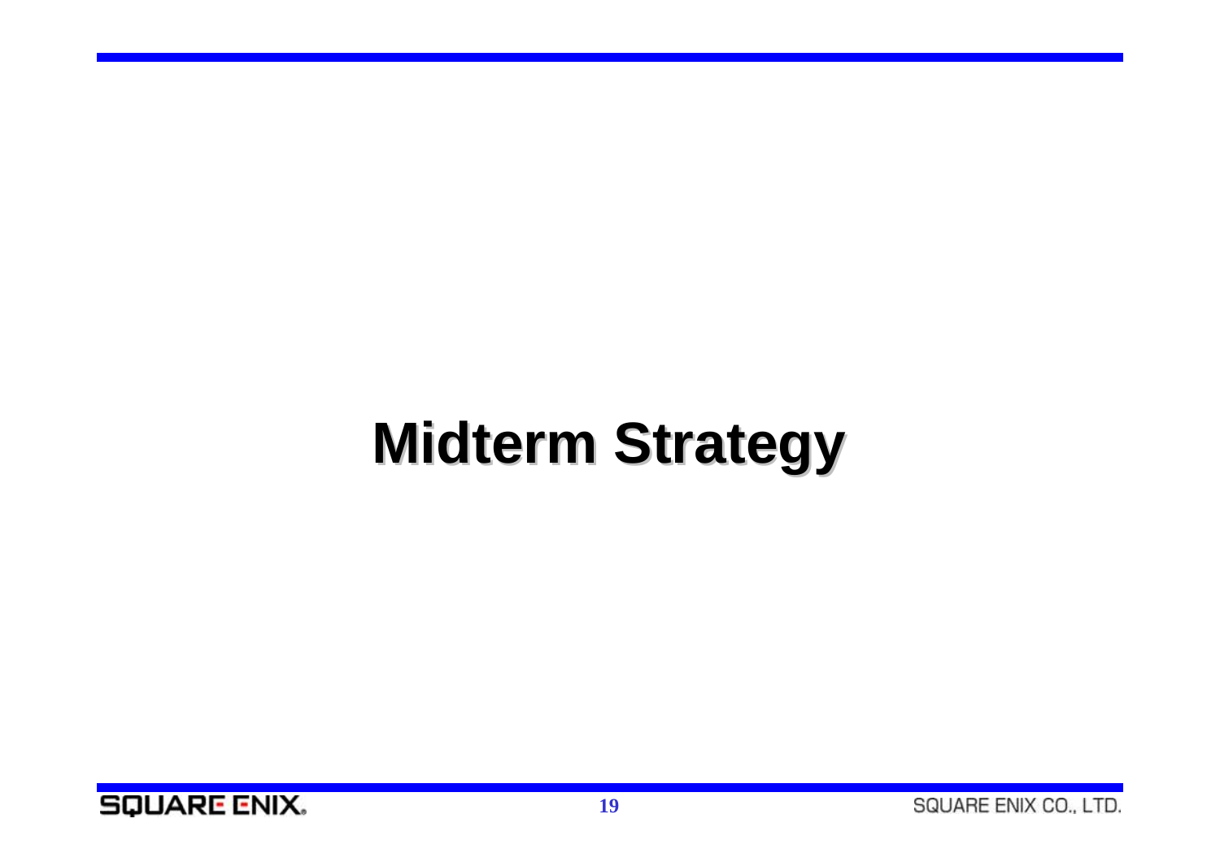# Midterm Strategy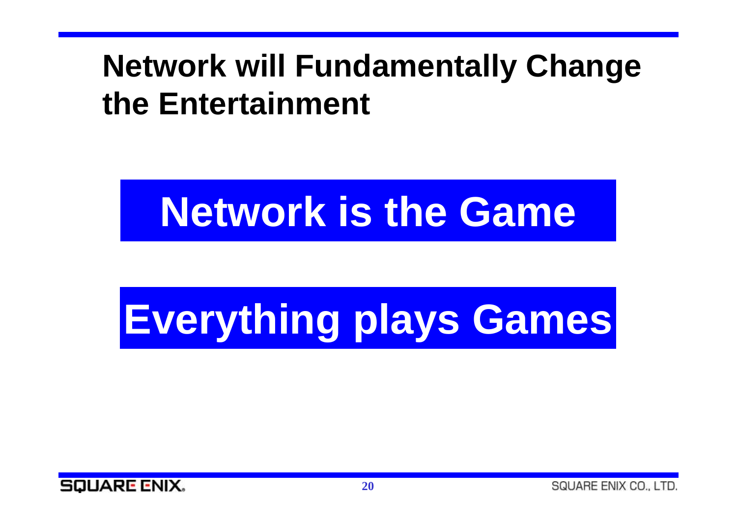# Network will Fundamentally Change the Entertainment

**Network is the Game**

**Everything plays Games**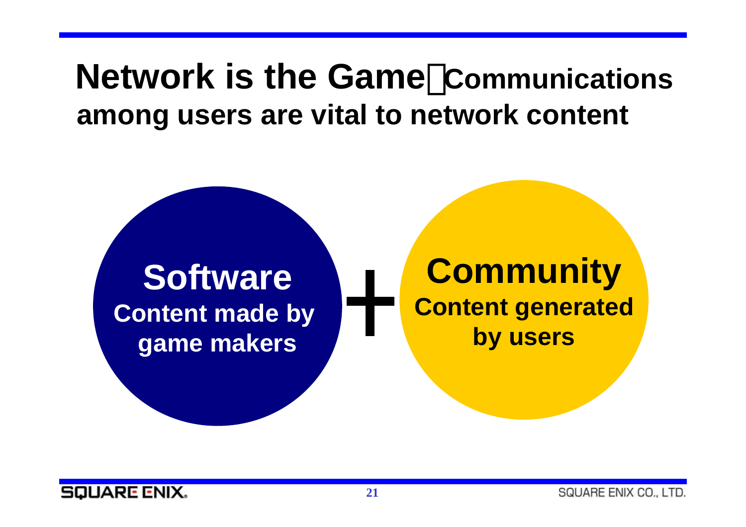# Network is the Game：Communications among users are vital to network content

**Software**
Content made by game makers

**+**

**Community**
Content generated by users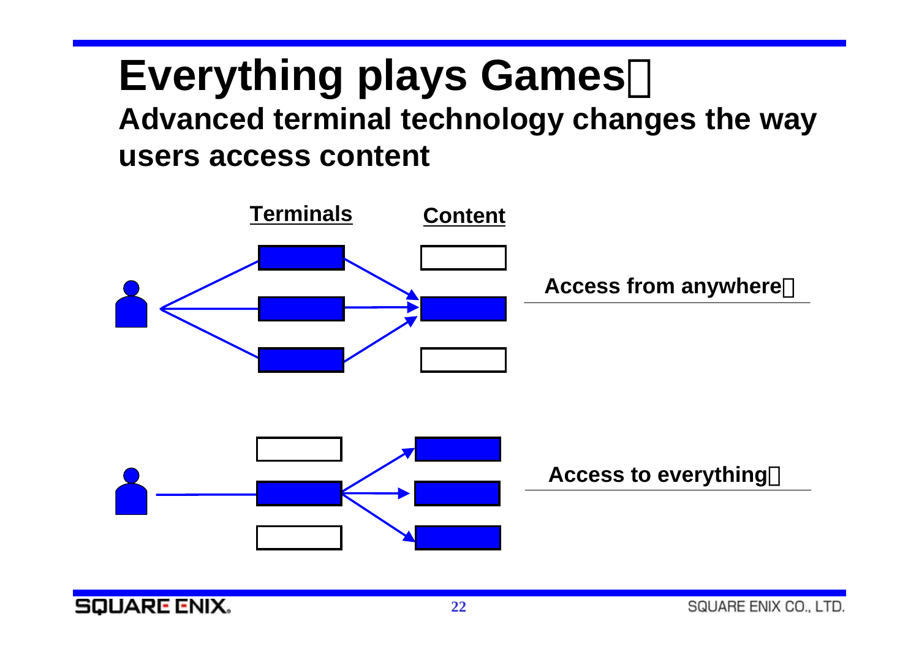# Everything plays Games

## Advanced terminal technology changes the way users access content

**Terminals** | **Content**

**Access from anywhere**

**Access to everything**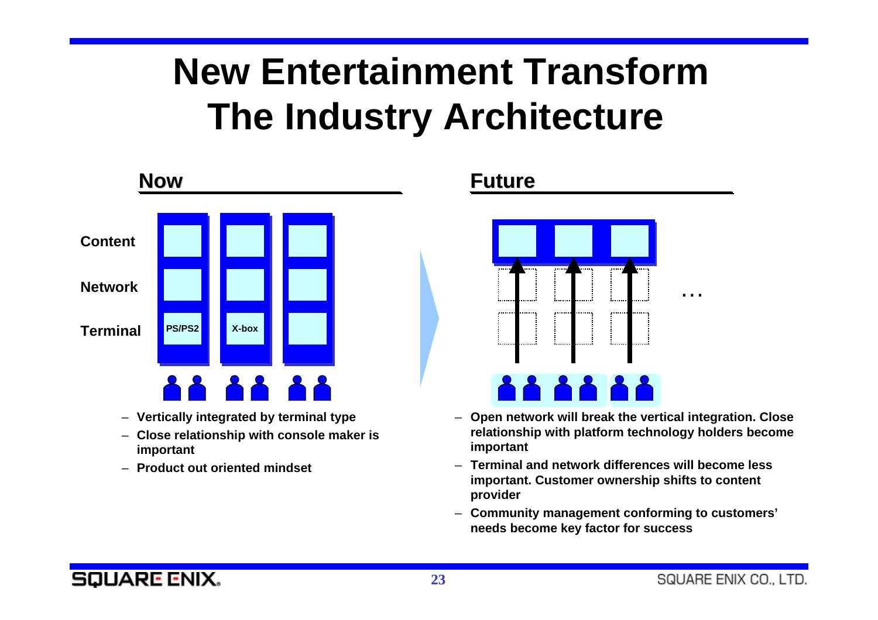# New Entertainment Transform The Industry Architecture

## Now

Content

Network

Terminal

PS/PS2

X-box

- Vertically integrated by terminal type
- Close relationship with console maker is important
- Product out oriented mindset

## Future

…

- Open network will break the vertical integration. Close relationship with platform technology holders become important
- Terminal and network differences will become less important. Customer ownership shifts to content provider
- Community management conforming to customers' needs become key factor for success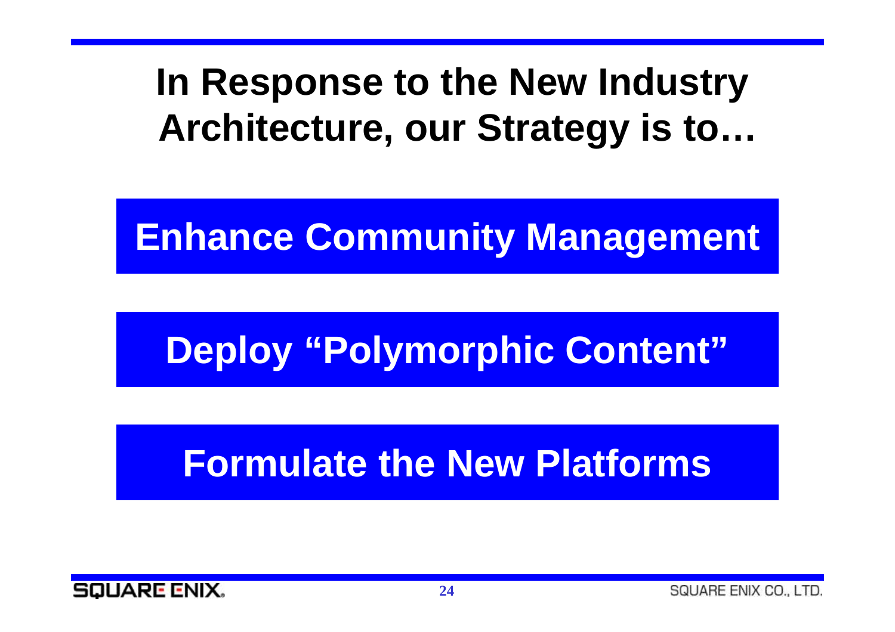# In Response to the New Industry Architecture, our Strategy is to…

**Enhance Community Management**

**Deploy "Polymorphic Content"**

**Formulate the New Platforms**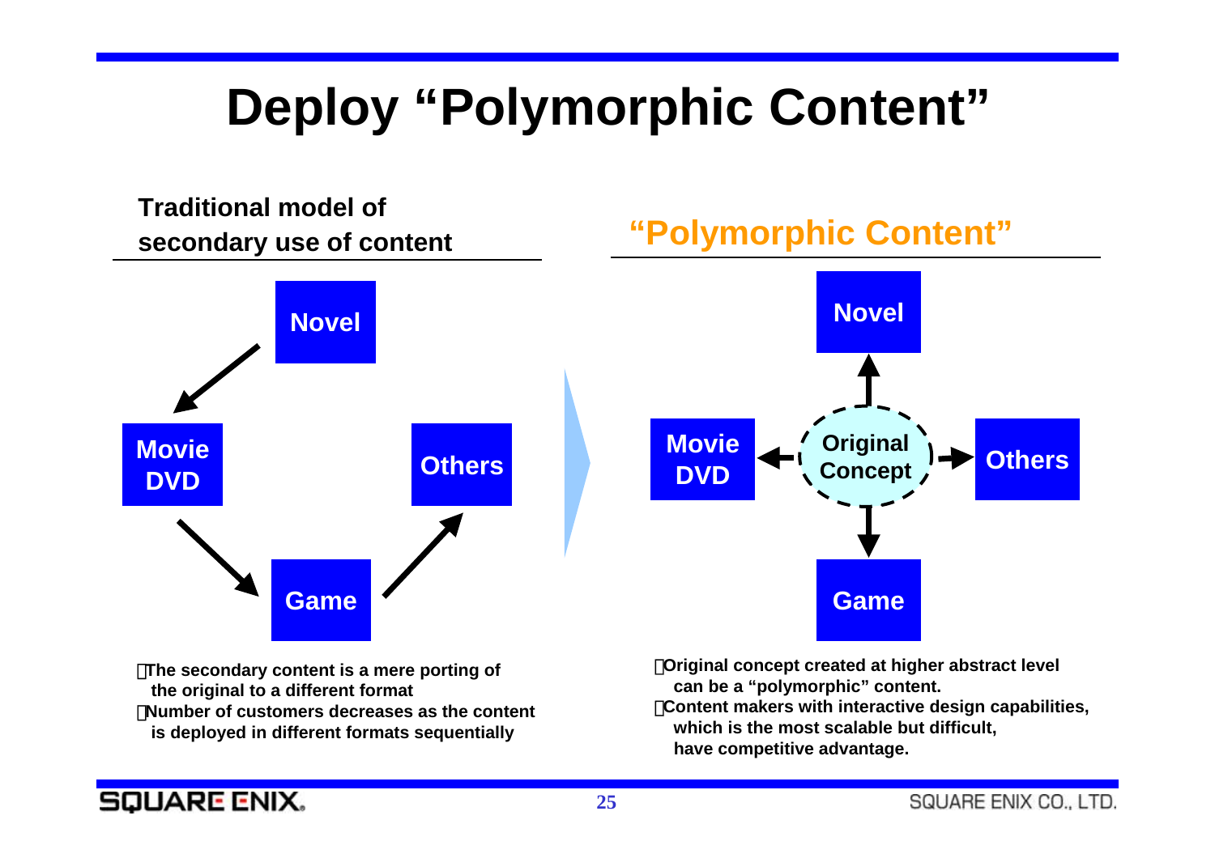# Deploy "Polymorphic Content"

**Traditional model of secondary use of content**

Novel

Movie DVD

Others

Game

- The secondary content is a mere porting of the original to a different format
- Number of customers decreases as the content is deployed in different formats sequentially

**"Polymorphic Content"**

Novel

Movie DVD

Original Concept

Others

Game

- Original concept created at higher abstract level can be a "polymorphic" content.
- Content makers with interactive design capabilities, which is the most scalable but difficult, have competitive advantage.